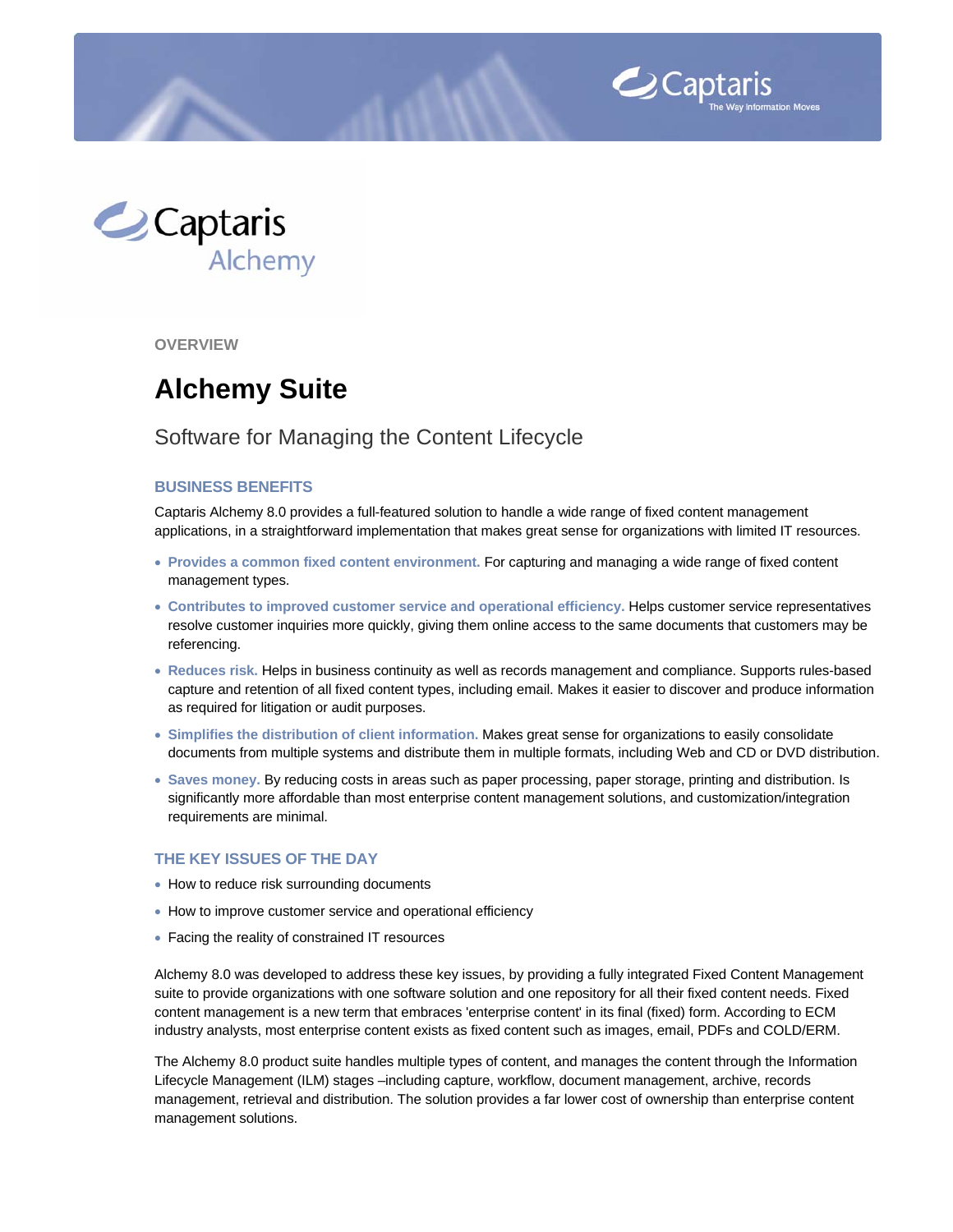Captaris Alchemy

OVERVIEW

# Alchemy Suite

## Software for Managing the Content Lifecycle

### BUSINESS BENEFITS

Captaris Alchemy 8.0 provides a full-featured solution to handle a wide range of fixed content management applications, in a straightforward implementation that makes great sense for organizations with limited IT resources.

- **Provides a common fixed content environment.** For capturing and managing a wide range of fixed content management types.
- **Contributes to improved customer service and operational efficiency.** Helps customer service representatives resolve customer inquiries more quickly, giving them online access to the same documents that customers may be referencing.
- **Reduces risk.** Helps in business continuity as well as records management and compliance. Supports rules-based capture and retention of all fixed content types, including email. Makes it easier to discover and produce information as required for litigation or audit purposes.
- **Simplifies the distribution of client information.** Makes great sense for organizations to easily consolidate documents from multiple systems and distribute them in multiple formats, including Web and CD or DVD distribution.
- **Saves money.** By reducing costs in areas such as paper processing, paper storage, printing and distribution. Is significantly more affordable than most enterprise content management solutions, and customization/integration requirements are minimal.

### THE KEY ISSUES OF THE DAY

- How to reduce risk surrounding documents
- How to improve customer service and operational efficiency
- Facing the reality of constrained IT resources

Alchemy 8.0 was developed to address these key issues, by providing a fully integrated Fixed Content Management suite to provide organizations with one software solution and one repository for all their fixed content needs. Fixed content management is a new term that embraces 'enterprise content' in its final (fixed) form. According to ECM industry analysts, most enterprise content exists as fixed content such as images, email, PDFs and COLD/ERM.

The Alchemy 8.0 product suite handles multiple types of content, and manages the content through the Information Lifecycle Management (ILM) stages –including capture, workflow, document management, archive, records management, retrieval and distribution. The solution provides a far lower cost of ownership than enterprise content management solutions.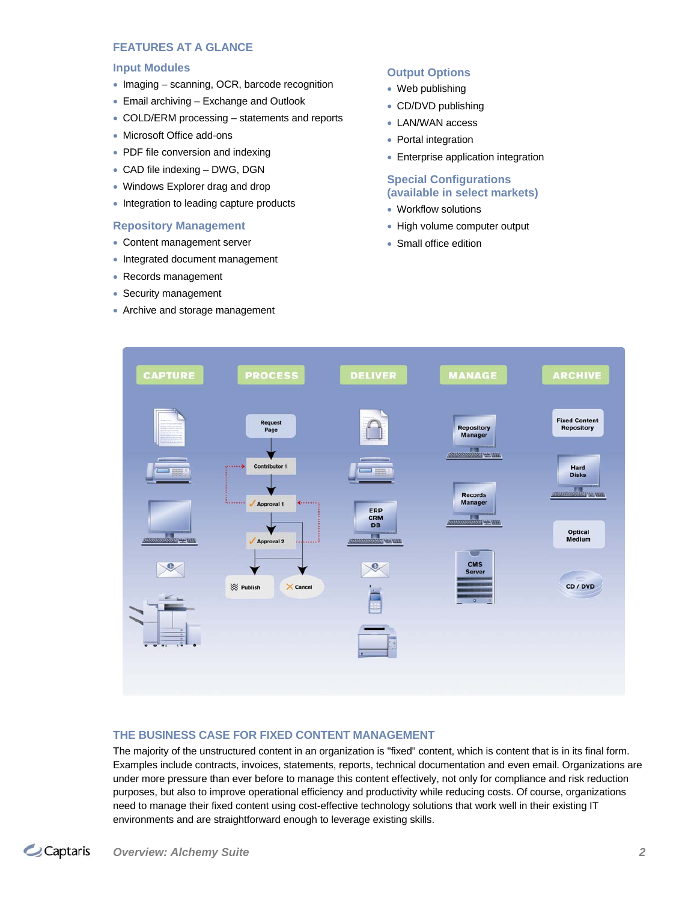## FEATURES AT A GLANCE

### Input Modules

- Imaging – scanning, OCR, barcode recognition
- Email archiving – Exchange and Outlook
- COLD/ERM processing – statements and reports
- Microsoft Office add-ons
- PDF file conversion and indexing
- CAD file indexing – DWG, DGN
- Windows Explorer drag and drop
- Integration to leading capture products

### Repository Management

- Content management server
- Integrated document management
- Records management
- Security management
- Archive and storage management

### Output Options

- Web publishing
- CD/DVD publishing
- LAN/WAN access
- Portal integration
- Enterprise application integration

### Special Configurations (available in select markets)

- Workflow solutions
- High volume computer output
- Small office edition

CAPTURE PROCESS DELIVER MANAGE ARCHIVE

Request Page, Contributor 1, Approval 1, Approval 2, Publish, Cancel

ERP CRM DB

Repository Manager, Records Manager, CMS Server

Fixed Content Repository, Hard Disks, Optical Medium, CD / DVD

## THE BUSINESS CASE FOR FIXED CONTENT MANAGEMENT

The majority of the unstructured content in an organization is "fixed" content, which is content that is in its final form. Examples include contracts, invoices, statements, reports, technical documentation and even email. Organizations are under more pressure than ever before to manage this content effectively, not only for compliance and risk reduction purposes, but also to improve operational efficiency and productivity while reducing costs. Of course, organizations need to manage their fixed content using cost-effective technology solutions that work well in their existing IT environments and are straightforward enough to leverage existing skills.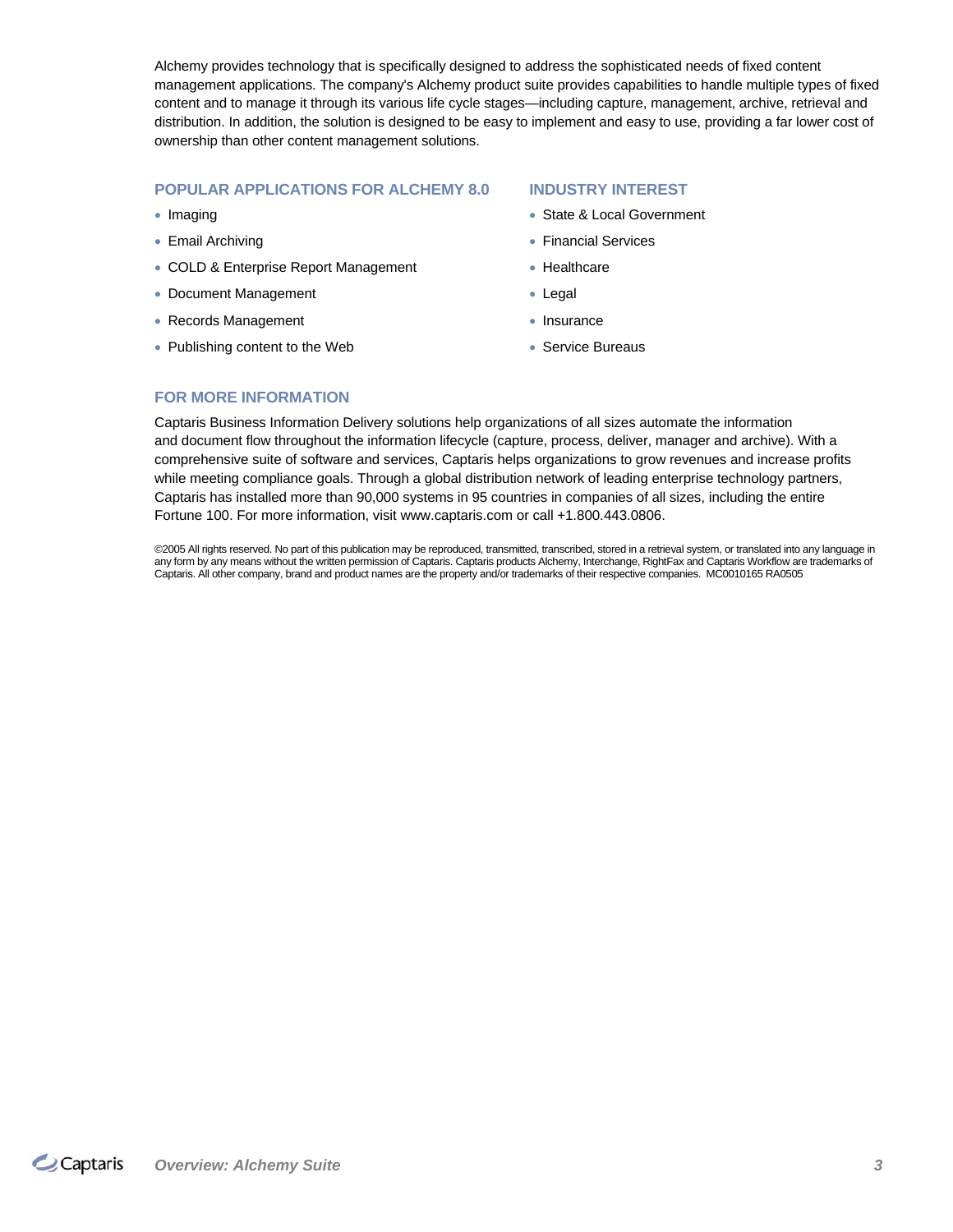Alchemy provides technology that is specifically designed to address the sophisticated needs of fixed content management applications. The company's Alchemy product suite provides capabilities to handle multiple types of fixed content and to manage it through its various life cycle stages—including capture, management, archive, retrieval and distribution. In addition, the solution is designed to be easy to implement and easy to use, providing a far lower cost of ownership than other content management solutions.

## POPULAR APPLICATIONS FOR ALCHEMY 8.0

- Imaging
- Email Archiving
- COLD & Enterprise Report Management
- Document Management
- Records Management
- Publishing content to the Web

## INDUSTRY INTEREST

- State & Local Government
- Financial Services
- Healthcare
- Legal
- Insurance
- Service Bureaus

## FOR MORE INFORMATION

Captaris Business Information Delivery solutions help organizations of all sizes automate the information and document flow throughout the information lifecycle (capture, process, deliver, manager and archive). With a comprehensive suite of software and services, Captaris helps organizations to grow revenues and increase profits while meeting compliance goals. Through a global distribution network of leading enterprise technology partners, Captaris has installed more than 90,000 systems in 95 countries in companies of all sizes, including the entire Fortune 100. For more information, visit www.captaris.com or call +1.800.443.0806.

©2005 All rights reserved. No part of this publication may be reproduced, transmitted, transcribed, stored in a retrieval system, or translated into any language in any form by any means without the written permission of Captaris. Captaris products Alchemy, Interchange, RightFax and Captaris Workflow are trademarks of Captaris. All other company, brand and product names are the property and/or trademarks of their respective companies. MC0010165 RA0505